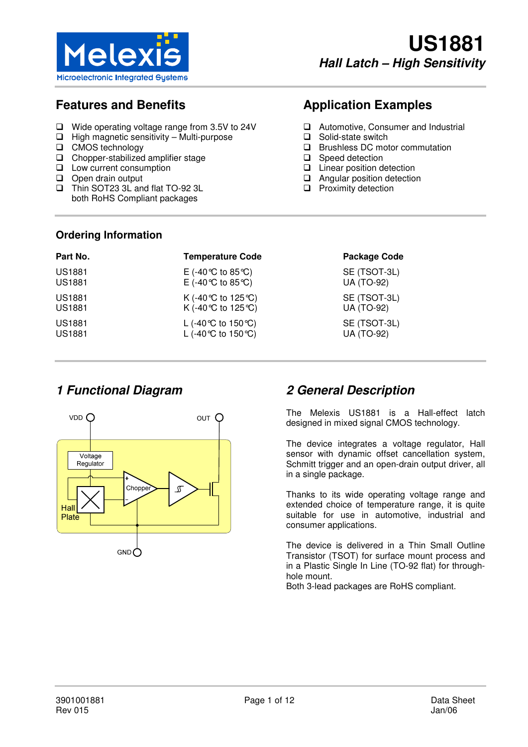# US1881

***Hall Latch – High Sensitivity***

## Features and Benefits

- Wide operating voltage range from 3.5V to 24V
- High magnetic sensitivity – Multi-purpose
- CMOS technology
- Chopper-stabilized amplifier stage
- Low current consumption
- Open drain output
- Thin SOT23 3L and flat TO-92 3L both RoHS Compliant packages

## Application Examples

- Automotive, Consumer and Industrial
- Solid-state switch
- Brushless DC motor commutation
- Speed detection
- Linear position detection
- Angular position detection
- Proximity detection

## Ordering Information

| Part No. | Temperature Code | Package Code |
|---|---|---|
| US1881 | E (-40°C to 85°C) | SE (TSOT-3L) |
| US1881 | E (-40°C to 85°C) | UA (TO-92) |
| US1881 | K (-40°C to 125°C) | SE (TSOT-3L) |
| US1881 | K (-40°C to 125°C) | UA (TO-92) |
| US1881 | L (-40°C to 150°C) | SE (TSOT-3L) |
| US1881 | L (-40°C to 150°C) | UA (TO-92) |

## *1 Functional Diagram*

VDD, OUT, Voltage Regulator, Chopper, Hall Plate, GND

## *2 General Description*

The Melexis US1881 is a Hall-effect latch designed in mixed signal CMOS technology.

The device integrates a voltage regulator, Hall sensor with dynamic offset cancellation system, Schmitt trigger and an open-drain output driver, all in a single package.

Thanks to its wide operating voltage range and extended choice of temperature range, it is quite suitable for use in automotive, industrial and consumer applications.

The device is delivered in a Thin Small Outline Transistor (TSOT) for surface mount process and in a Plastic Single In Line (TO-92 flat) for through-hole mount.
Both 3-lead packages are RoHS compliant.

3901001881
Rev 015

Data Sheet
Jan/06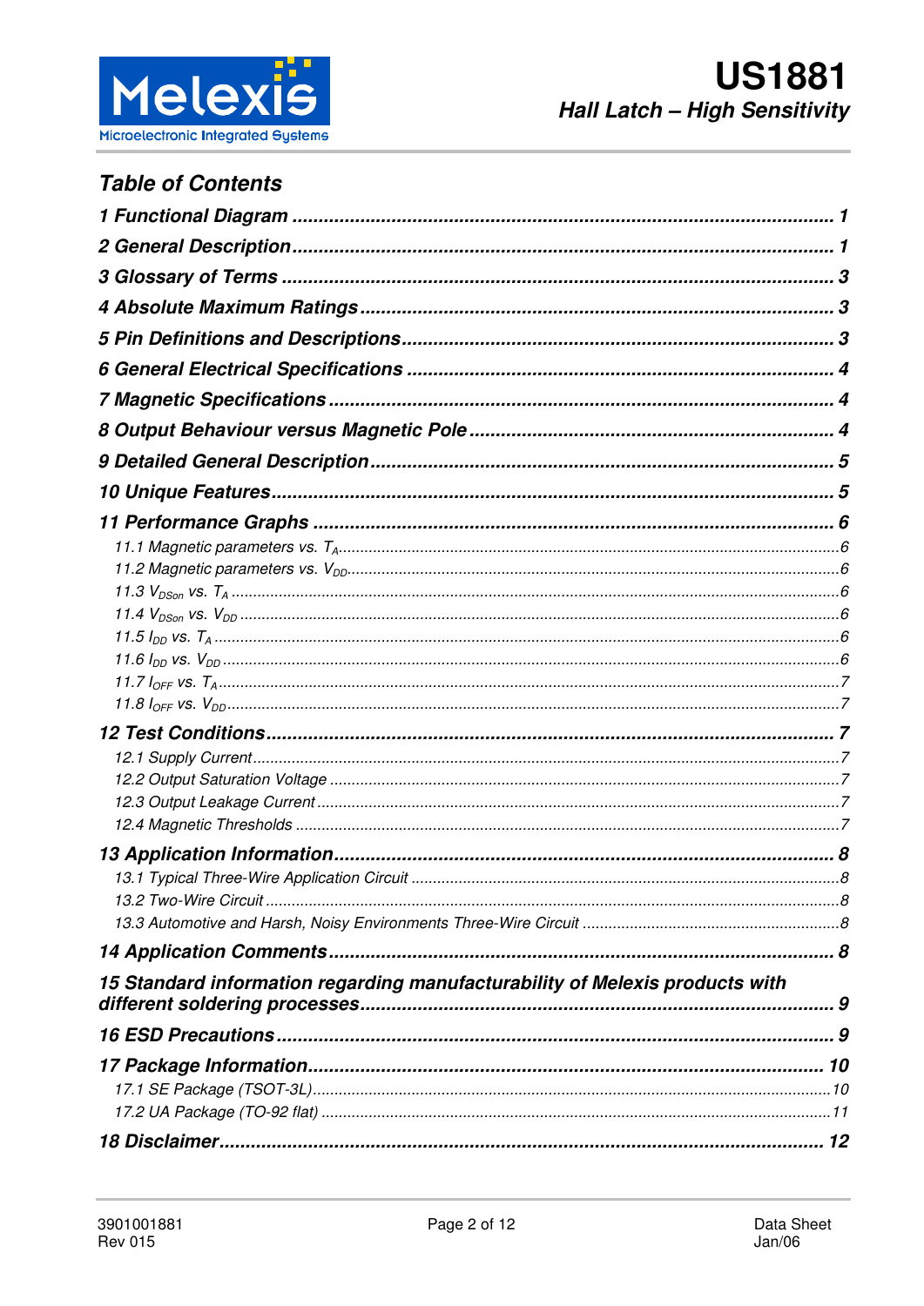## Table of Contents

1 Functional Diagram ........................................................................................ 1

2 General Description......................................................................................... 1

3 Glossary of Terms ........................................................................................... 3

4 Absolute Maximum Ratings............................................................................ 3

5 Pin Definitions and Descriptions.................................................................... 3

6 General Electrical Specifications ................................................................... 4

7 Magnetic Specifications .................................................................................. 4

8 Output Behaviour versus Magnetic Pole ....................................................... 4

9 Detailed General Description......................................................................... 5

10 Unique Features............................................................................................. 5

11 Performance Graphs ..................................................................................... 6

- 11.1 Magnetic parameters vs. $T_A$.......................................................................6
- 11.2 Magnetic parameters vs. $V_{DD}$......................................................................6
- 11.3 $V_{DSon}$ vs. $T_A$ ..........................................................................................6
- 11.4 $V_{DSon}$ vs. $V_{DD}$ ........................................................................................6
- 11.5 $I_{DD}$ vs. $T_A$ ..............................................................................................6
- 11.6 $I_{DD}$ vs. $V_{DD}$ ............................................................................................6
- 11.7 $I_{OFF}$ vs. $T_A$.............................................................................................7
- 11.8 $I_{OFF}$ vs. $V_{DD}$...........................................................................................7

12 Test Conditions.............................................................................................. 7

- 12.1 Supply Current..............................................................................................7
- 12.2 Output Saturation Voltage ............................................................................7
- 12.3 Output Leakage Current ...............................................................................7
- 12.4 Magnetic Thresholds ....................................................................................7

13 Application Information................................................................................. 8

- 13.1 Typical Three-Wire Application Circuit .........................................................8
- 13.2 Two-Wire Circuit ...........................................................................................8
- 13.3 Automotive and Harsh, Noisy Environments Three-Wire Circuit ..................8

14 Application Comments.................................................................................. 8

15 Standard information regarding manufacturability of Melexis products with different soldering processes............................................................................ 9

16 ESD Precautions............................................................................................ 9

17 Package Information..................................................................................... 10

- 17.1 SE Package (TSOT-3L)..............................................................................10
- 17.2 UA Package (TO-92 flat) ............................................................................11

18 Disclaimer..................................................................................................... 12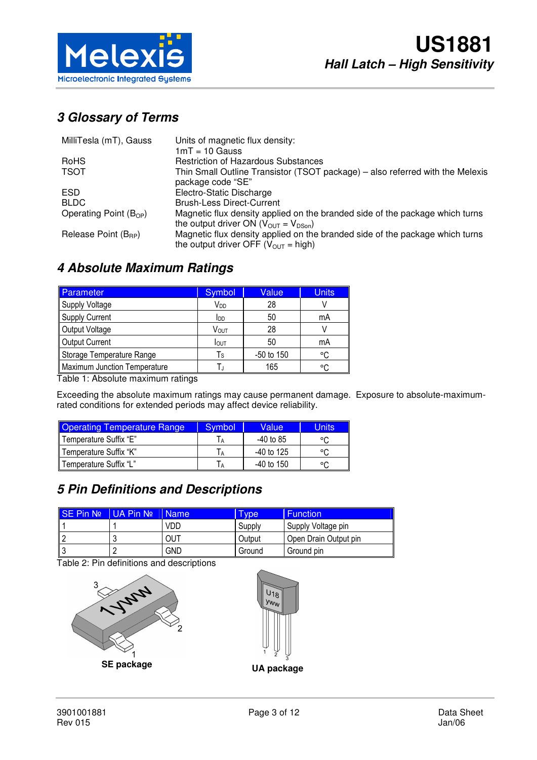## 3 Glossary of Terms

| | |
|---|---|
| MilliTesla (mT), Gauss | Units of magnetic flux density: 1mT = 10 Gauss |
| RoHS | Restriction of Hazardous Substances |
| TSOT | Thin Small Outline Transistor (TSOT package) – also referred with the Melexis package code "SE" |
| ESD | Electro-Static Discharge |
| BLDC | Brush-Less Direct-Current |
| Operating Point ($B_{OP}$) | Magnetic flux density applied on the branded side of the package which turns the output driver ON ($V_{OUT} = V_{DSon}$) |
| Release Point ($B_{RP}$) | Magnetic flux density applied on the branded side of the package which turns the output driver OFF ($V_{OUT}$ = high) |

## 4 Absolute Maximum Ratings

| Parameter | Symbol | Value | Units |
|---|---|---|---|
| Supply Voltage | $V_{DD}$ | 28 | V |
| Supply Current | $I_{DD}$ | 50 | mA |
| Output Voltage | $V_{OUT}$ | 28 | V |
| Output Current | $I_{OUT}$ | 50 | mA |
| Storage Temperature Range | $T_S$ | -50 to 150 | °C |
| Maximum Junction Temperature | $T_J$ | 165 | °C |

Table 1: Absolute maximum ratings

Exceeding the absolute maximum ratings may cause permanent damage. Exposure to absolute-maximum-rated conditions for extended periods may affect device reliability.

| Operating Temperature Range | Symbol | Value | Units |
|---|---|---|---|
| Temperature Suffix "E" | $T_A$ | -40 to 85 | °C |
| Temperature Suffix "K" | $T_A$ | -40 to 125 | °C |
| Temperature Suffix "L" | $T_A$ | -40 to 150 | °C |

## 5 Pin Definitions and Descriptions

| SE Pin № | UA Pin № | Name | Type | Function |
|---|---|---|---|---|
| 1 | 1 | VDD | Supply | Supply Voltage pin |
| 2 | 3 | OUT | Output | Open Drain Output pin |
| 3 | 2 | GND | Ground | Ground pin |

Table 2: Pin definitions and descriptions

**SE package**

**UA package**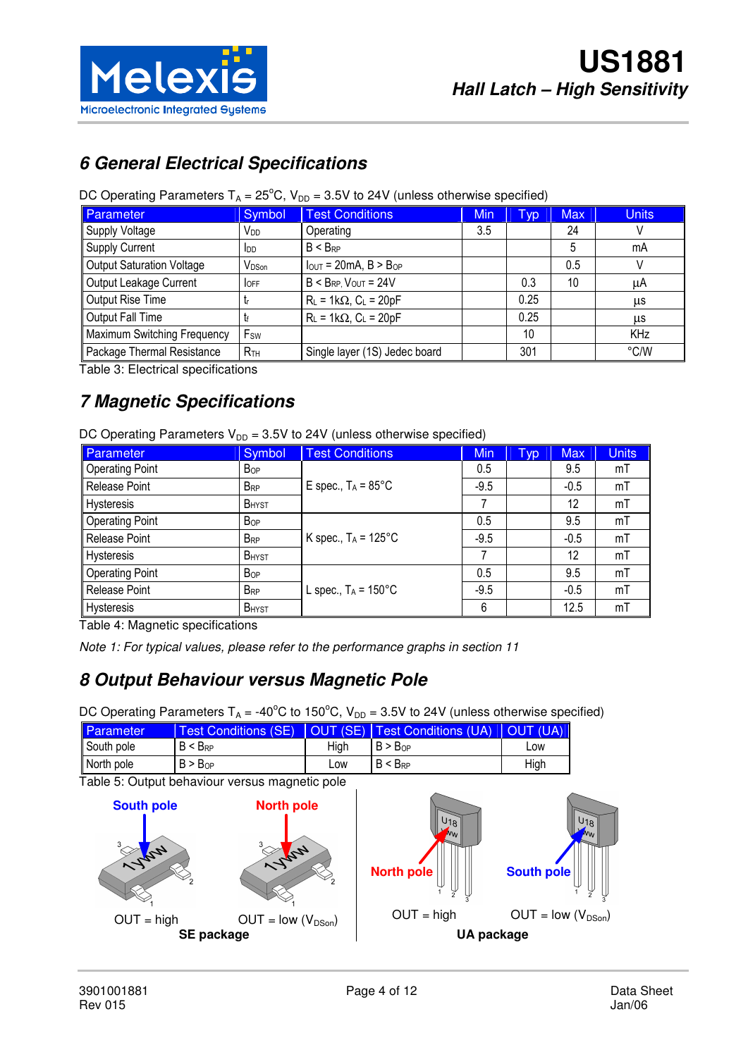## 6 General Electrical Specifications

DC Operating Parameters $T_A$ = 25°C, $V_{DD}$ = 3.5V to 24V (unless otherwise specified)

| Parameter | Symbol | Test Conditions | Min | Typ | Max | Units |
|---|---|---|---|---|---|---|
| Supply Voltage | $V_{DD}$ | Operating | 3.5 | | 24 | V |
| Supply Current | $I_{DD}$ | $B < B_{RP}$ | | | 5 | mA |
| Output Saturation Voltage | $V_{DSon}$ | $I_{OUT}$ = 20mA, $B > B_{OP}$ | | | 0.5 | V |
| Output Leakage Current | $I_{OFF}$ | $B < B_{RP}$, $V_{OUT}$ = 24V | | 0.3 | 10 | µA |
| Output Rise Time | $t_r$ | $R_L$ = 1kΩ, $C_L$ = 20pF | | 0.25 | | µs |
| Output Fall Time | $t_f$ | $R_L$ = 1kΩ, $C_L$ = 20pF | | 0.25 | | µs |
| Maximum Switching Frequency | $F_{SW}$ | | | 10 | | KHz |
| Package Thermal Resistance | $R_{TH}$ | Single layer (1S) Jedec board | | 301 | | °C/W |

Table 3: Electrical specifications

## 7 Magnetic Specifications

DC Operating Parameters $V_{DD}$ = 3.5V to 24V (unless otherwise specified)

| Parameter | Symbol | Test Conditions | Min | Typ | Max | Units |
|---|---|---|---|---|---|---|
| Operating Point | $B_{OP}$ | E spec., $T_A$ = 85°C | 0.5 | | 9.5 | mT |
| Release Point | $B_{RP}$ | | -9.5 | | -0.5 | mT |
| Hysteresis | $B_{HYST}$ | | 7 | | 12 | mT |
| Operating Point | $B_{OP}$ | K spec., $T_A$ = 125°C | 0.5 | | 9.5 | mT |
| Release Point | $B_{RP}$ | | -9.5 | | -0.5 | mT |
| Hysteresis | $B_{HYST}$ | | 7 | | 12 | mT |
| Operating Point | $B_{OP}$ | L spec., $T_A$ = 150°C | 0.5 | | 9.5 | mT |
| Release Point | $B_{RP}$ | | -9.5 | | -0.5 | mT |
| Hysteresis | $B_{HYST}$ | | 6 | | 12.5 | mT |

Table 4: Magnetic specifications

*Note 1: For typical values, please refer to the performance graphs in section 11*

## 8 Output Behaviour versus Magnetic Pole

DC Operating Parameters $T_A$ = -40°C to 150°C, $V_{DD}$ = 3.5V to 24V (unless otherwise specified)

| Parameter | Test Conditions (SE) | OUT (SE) | Test Conditions (UA) | OUT (UA) |
|---|---|---|---|---|
| South pole | $B < B_{RP}$ | High | $B > B_{OP}$ | Low |
| North pole | $B > B_{OP}$ | Low | $B < B_{RP}$ | High |

Table 5: Output behaviour versus magnetic pole

South pole — OUT = high; North pole — OUT = low ($V_{DSon}$)

**SE package**

North pole — OUT = high; South pole — OUT = low ($V_{DSon}$)

**UA package**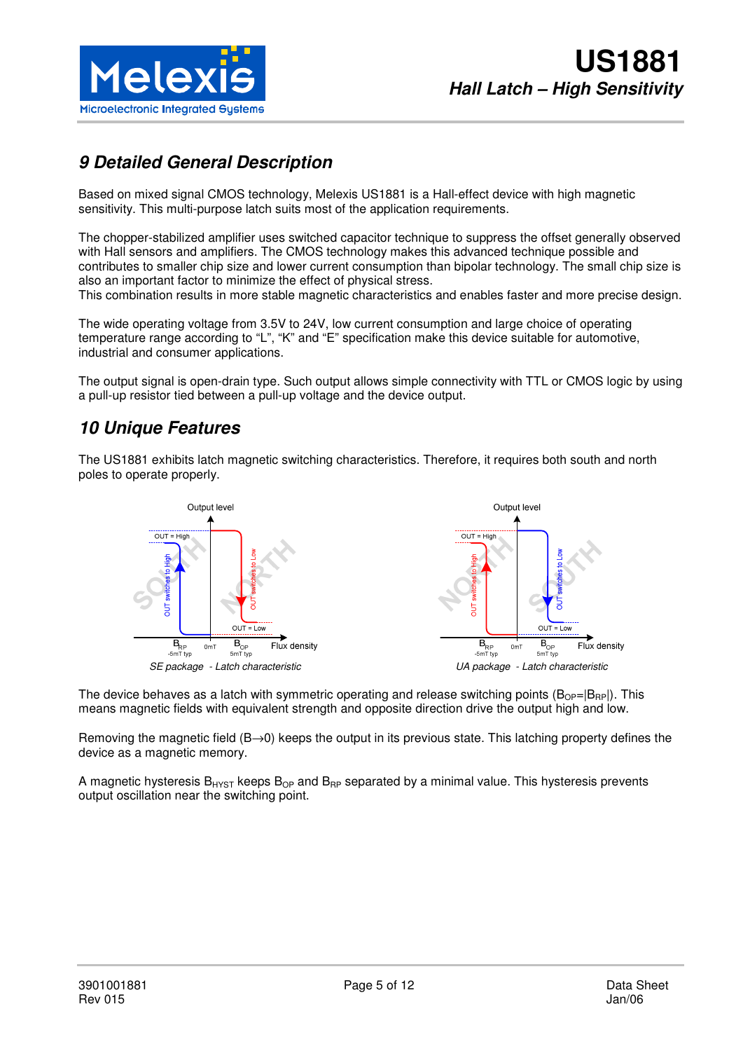# 9 Detailed General Description

Based on mixed signal CMOS technology, Melexis US1881 is a Hall-effect device with high magnetic sensitivity. This multi-purpose latch suits most of the application requirements.

The chopper-stabilized amplifier uses switched capacitor technique to suppress the offset generally observed with Hall sensors and amplifiers. The CMOS technology makes this advanced technique possible and contributes to smaller chip size and lower current consumption than bipolar technology. The small chip size is also an important factor to minimize the effect of physical stress.
This combination results in more stable magnetic characteristics and enables faster and more precise design.

The wide operating voltage from 3.5V to 24V, low current consumption and large choice of operating temperature range according to "L", "K" and "E" specification make this device suitable for automotive, industrial and consumer applications.

The output signal is open-drain type. Such output allows simple connectivity with TTL or CMOS logic by using a pull-up resistor tied between a pull-up voltage and the device output.

# 10 Unique Features

The US1881 exhibits latch magnetic switching characteristics. Therefore, it requires both south and north poles to operate properly.

*SE package - Latch characteristic*

*UA package - Latch characteristic*

The device behaves as a latch with symmetric operating and release switching points ($B_{OP}$=|$B_{RP}$|). This means magnetic fields with equivalent strength and opposite direction drive the output high and low.

Removing the magnetic field ($B \rightarrow 0$) keeps the output in its previous state. This latching property defines the device as a magnetic memory.

A magnetic hysteresis $B_{HYST}$ keeps $B_{OP}$ and $B_{RP}$ separated by a minimal value. This hysteresis prevents output oscillation near the switching point.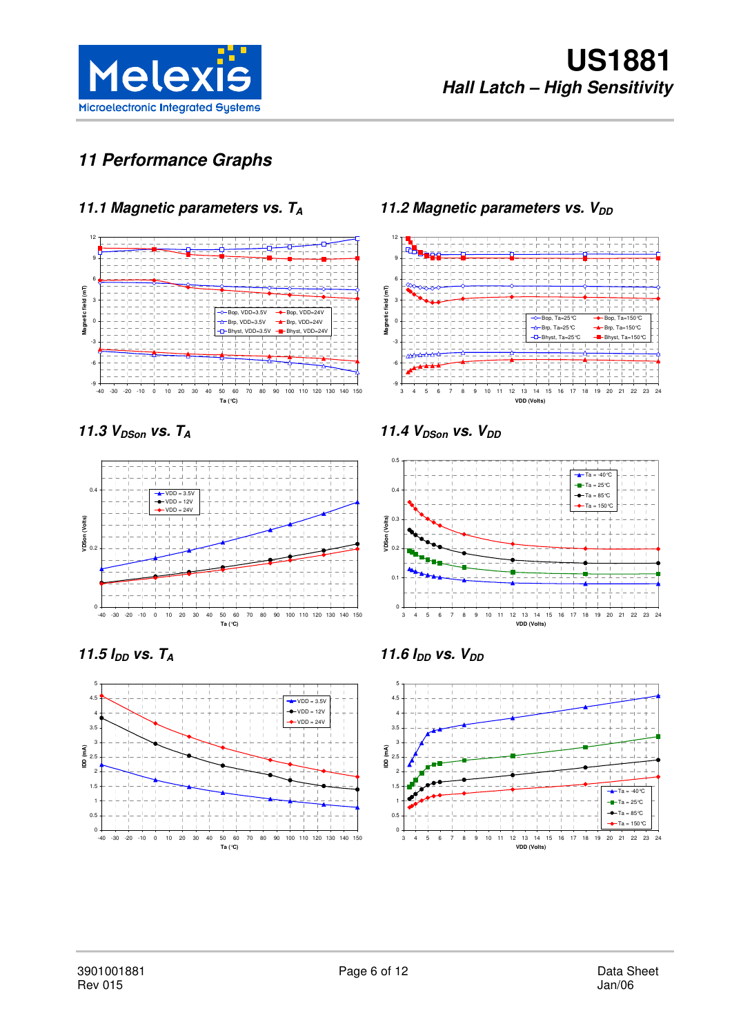# 11 Performance Graphs

## 11.1 Magnetic parameters vs. $T_A$

## 11.2 Magnetic parameters vs. $V_{DD}$

## 11.3 $V_{DSon}$ vs. $T_A$

## 11.4 $V_{DSon}$ vs. $V_{DD}$

## 11.5 $I_{DD}$ vs. $T_A$

## 11.6 $I_{DD}$ vs. $V_{DD}$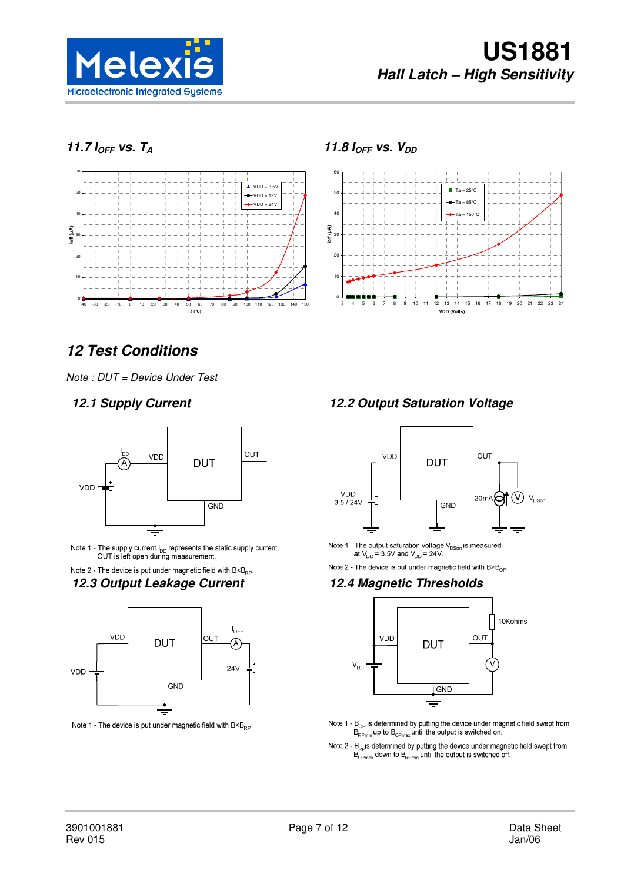### 11.7 $I_{OFF}$ vs. $T_A$

### 11.8 $I_{OFF}$ vs. $V_{DD}$

## 12 Test Conditions

*Note : DUT = Device Under Test*

### 12.1 Supply Current

Note 1 - The supply current $I_{DD}$ represents the static supply current. OUT is left open during measurement.

Note 2 - The device is put under magnetic field with $B<B_{RP}$.

### 12.2 Output Saturation Voltage

Note 1 - The output saturation voltage $V_{DSon}$ is measured at $V_{DD} = 3.5V$ and $V_{DD} = 24V$.

Note 2 - The device is put under magnetic field with $B>B_{OP}$.

### 12.3 Output Leakage Current

Note 1 - The device is put under magnetic field with $B<B_{RP}$

### 12.4 Magnetic Thresholds

Note 1 - $B_{OP}$ is determined by putting the device under magnetic field swept from $B_{RPmin}$ up to $B_{OPmax}$ until the output is switched on.

Note 2 - $B_{RP}$ is determined by putting the device under magnetic field swept from $B_{OPmax}$ down to $B_{RPmin}$ until the output is switched off.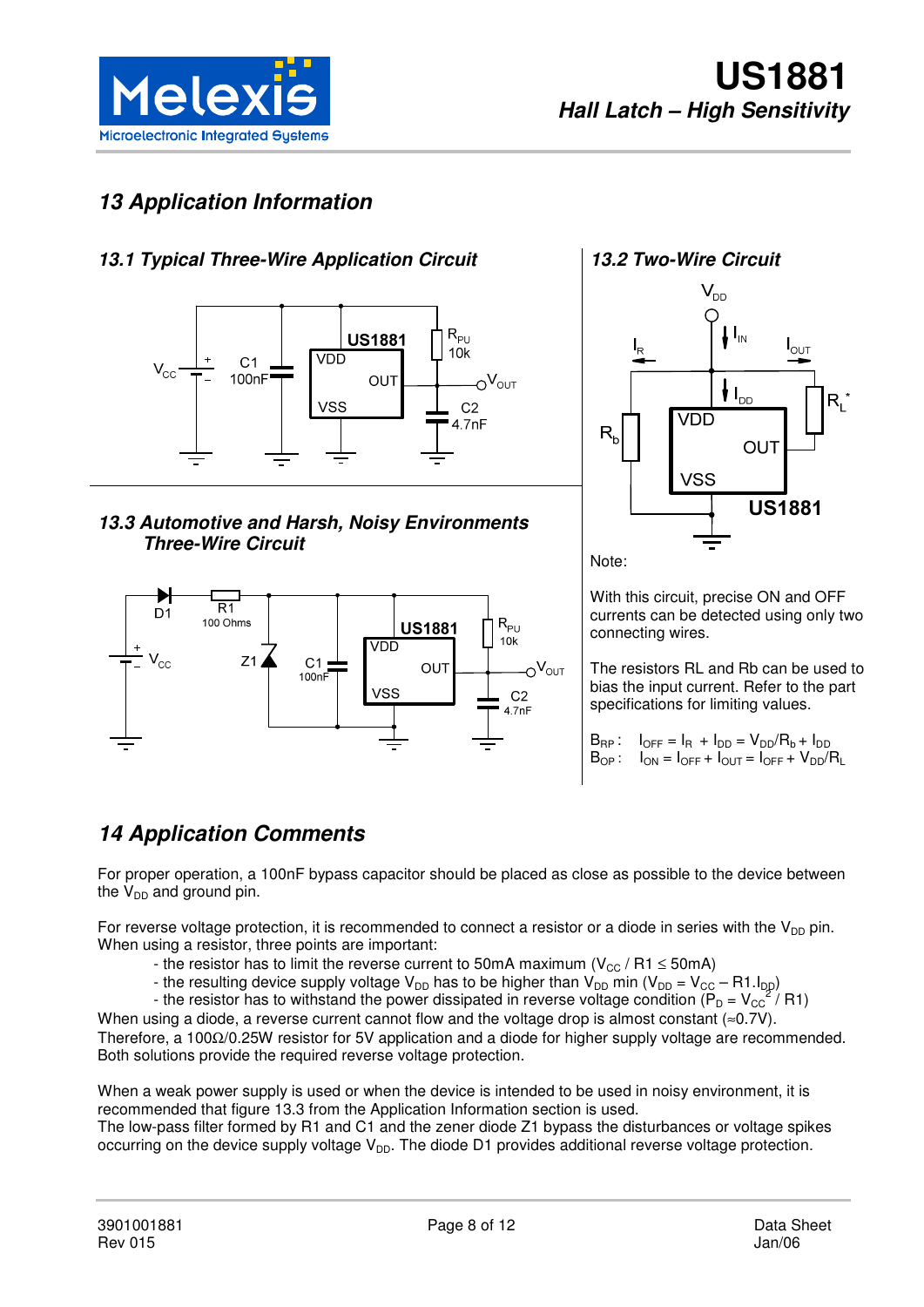# 13 Application Information

### 13.1 Typical Three-Wire Application Circuit

### 13.2 Two-Wire Circuit

Note:

With this circuit, precise ON and OFF currents can be detected using only two connecting wires.

The resistors RL and Rb can be used to bias the input current. Refer to the part specifications for limiting values.

$B_{RP}$ : $I_{OFF} = I_R + I_{DD} = V_{DD}/R_b + I_{DD}$

$B_{OP}$ : $I_{ON} = I_{OFF} + I_{OUT} = I_{OFF} + V_{DD}/R_L$

### 13.3 Automotive and Harsh, Noisy Environments Three-Wire Circuit

# 14 Application Comments

For proper operation, a 100nF bypass capacitor should be placed as close as possible to the device between the $V_{DD}$ and ground pin.

For reverse voltage protection, it is recommended to connect a resistor or a diode in series with the $V_{DD}$ pin. When using a resistor, three points are important:

- the resistor has to limit the reverse current to 50mA maximum ($V_{CC}$ / R1 ≤ 50mA)
- the resulting device supply voltage $V_{DD}$ has to be higher than $V_{DD}$ min ($V_{DD} = V_{CC} – R1.I_{DD}$)
- the resistor has to withstand the power dissipated in reverse voltage condition ($P_D = V_{CC}^2 / R1$)

When using a diode, a reverse current cannot flow and the voltage drop is almost constant (≈0.7V).
Therefore, a 100Ω/0.25W resistor for 5V application and a diode for higher supply voltage are recommended.
Both solutions provide the required reverse voltage protection.

When a weak power supply is used or when the device is intended to be used in noisy environment, it is recommended that figure 13.3 from the Application Information section is used.
The low-pass filter formed by R1 and C1 and the zener diode Z1 bypass the disturbances or voltage spikes occurring on the device supply voltage $V_{DD}$. The diode D1 provides additional reverse voltage protection.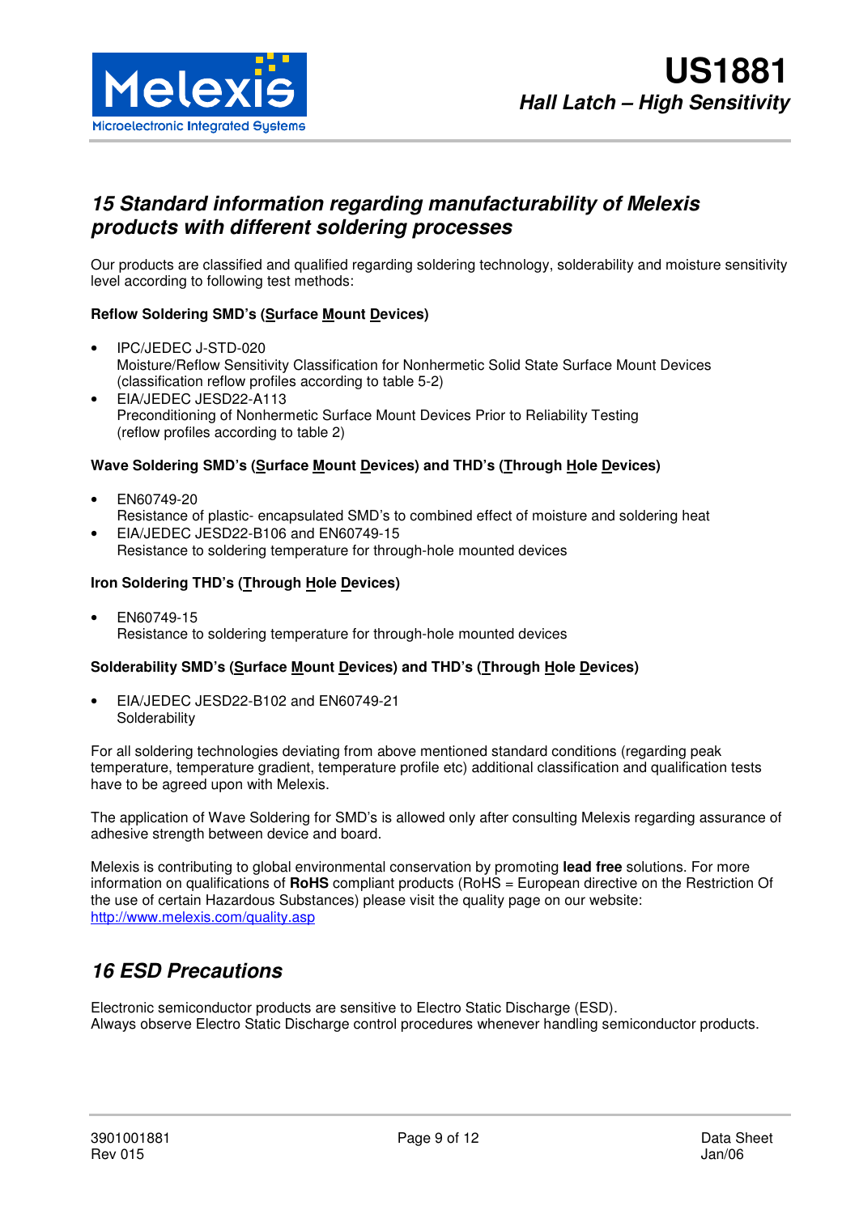## 15 Standard information regarding manufacturability of Melexis products with different soldering processes

Our products are classified and qualified regarding soldering technology, solderability and moisture sensitivity level according to following test methods:

**Reflow Soldering SMD's (Surface Mount Devices)**

- IPC/JEDEC J-STD-020
  Moisture/Reflow Sensitivity Classification for Nonhermetic Solid State Surface Mount Devices
  (classification reflow profiles according to table 5-2)
- EIA/JEDEC JESD22-A113
  Preconditioning of Nonhermetic Surface Mount Devices Prior to Reliability Testing
  (reflow profiles according to table 2)

**Wave Soldering SMD's (Surface Mount Devices) and THD's (Through Hole Devices)**

- EN60749-20
  Resistance of plastic- encapsulated SMD's to combined effect of moisture and soldering heat
- EIA/JEDEC JESD22-B106 and EN60749-15
  Resistance to soldering temperature for through-hole mounted devices

**Iron Soldering THD's (Through Hole Devices)**

- EN60749-15
  Resistance to soldering temperature for through-hole mounted devices

**Solderability SMD's (Surface Mount Devices) and THD's (Through Hole Devices)**

- EIA/JEDEC JESD22-B102 and EN60749-21
  Solderability

For all soldering technologies deviating from above mentioned standard conditions (regarding peak temperature, temperature gradient, temperature profile etc) additional classification and qualification tests have to be agreed upon with Melexis.

The application of Wave Soldering for SMD's is allowed only after consulting Melexis regarding assurance of adhesive strength between device and board.

Melexis is contributing to global environmental conservation by promoting **lead free** solutions. For more information on qualifications of **RoHS** compliant products (RoHS = European directive on the Restriction Of the use of certain Hazardous Substances) please visit the quality page on our website: http://www.melexis.com/quality.asp

## 16 ESD Precautions

Electronic semiconductor products are sensitive to Electro Static Discharge (ESD).
Always observe Electro Static Discharge control procedures whenever handling semiconductor products.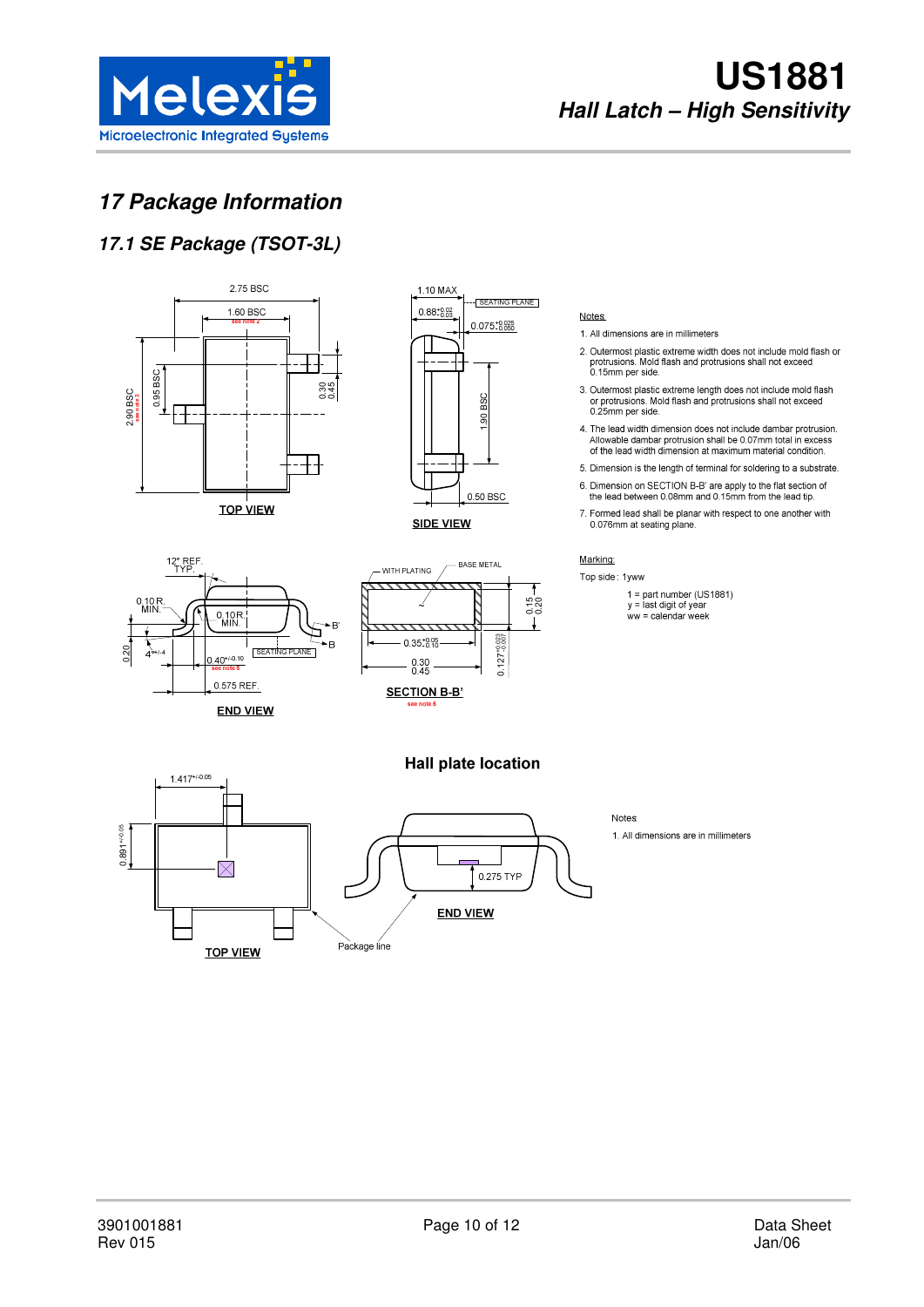# 17 Package Information

## 17.1 SE Package (TSOT-3L)

TOP VIEW

SIDE VIEW

END VIEW

SECTION B-B'

Notes:

1. All dimensions are in millimeters
2. Outermost plastic extreme width does not include mold flash or protrusions. Mold flash and protrusions shall not exceed 0.15mm per side.
3. Outermost plastic extreme length does not include mold flash or protrusions. Mold flash and protrusions shall not exceed 0.25mm per side.
4. The lead width dimension does not include dambar protrusion. Allowable dambar protrusion shall be 0.07mm total in excess of the lead width dimension at maximum material condition.
5. Dimension is the length of terminal for soldering to a substrate.
6. Dimension on SECTION B-B' are apply to the flat section of the lead between 0.08mm and 0.15mm from the lead tip.
7. Formed lead shall be planar with respect to one another with 0.076mm at seating plane.

Marking:

Top side : 1yww

1 = part number (US1881)
y = last digit of year
ww = calendar week

### Hall plate location

TOP VIEW

END VIEW

Notes

1. All dimensions are in millimeters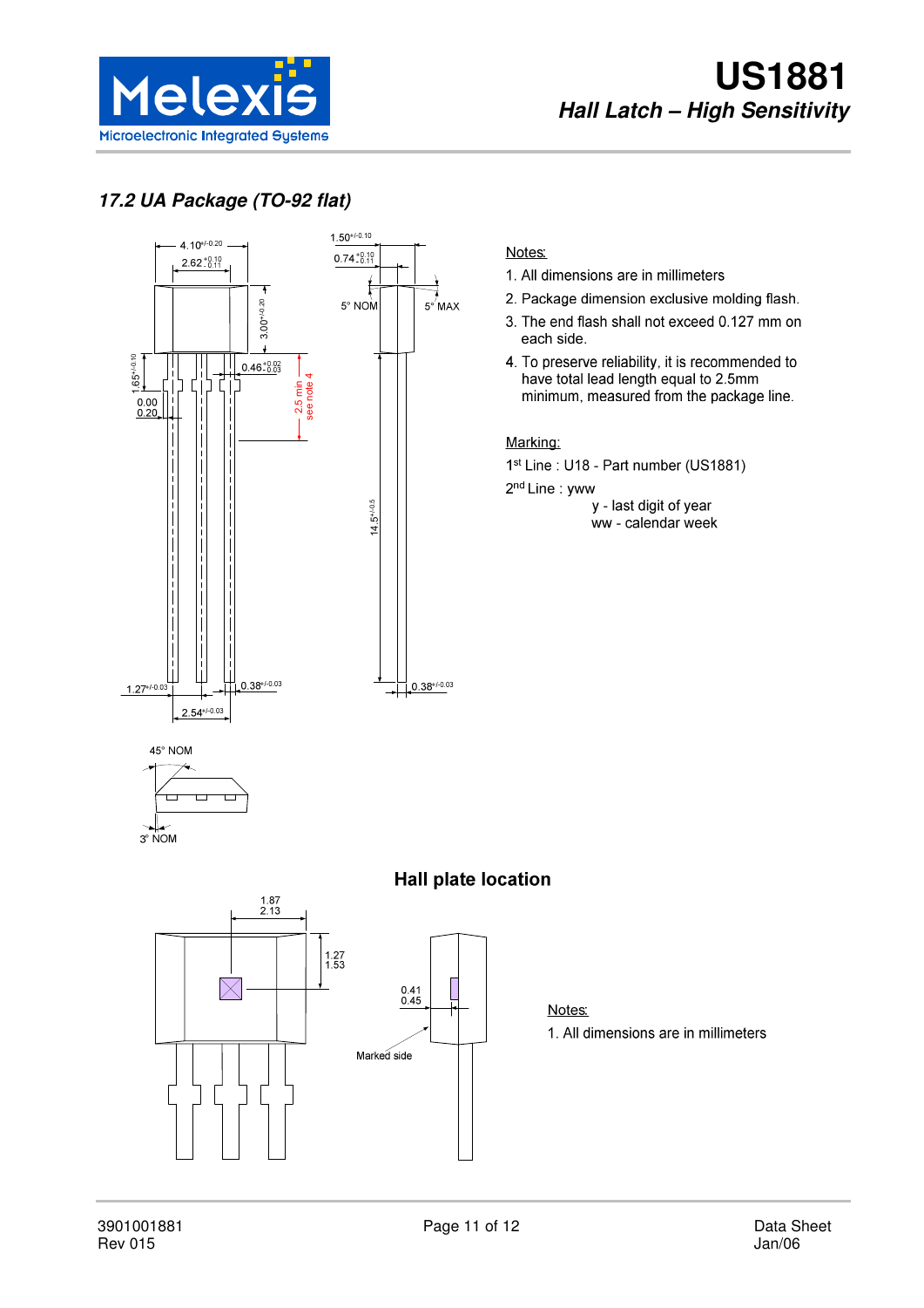## 17.2 UA Package (TO-92 flat)

Notes:

1. All dimensions are in millimeters
2. Package dimension exclusive molding flash.
3. The end flash shall not exceed 0.127 mm on each side.
4. To preserve reliability, it is recommended to have total lead length equal to 2.5mm minimum, measured from the package line.

Marking:

1st Line : U18 - Part number (US1881)

2nd Line : yww

y - last digit of year
ww - calendar week

### Hall plate location

Notes:

1. All dimensions are in millimeters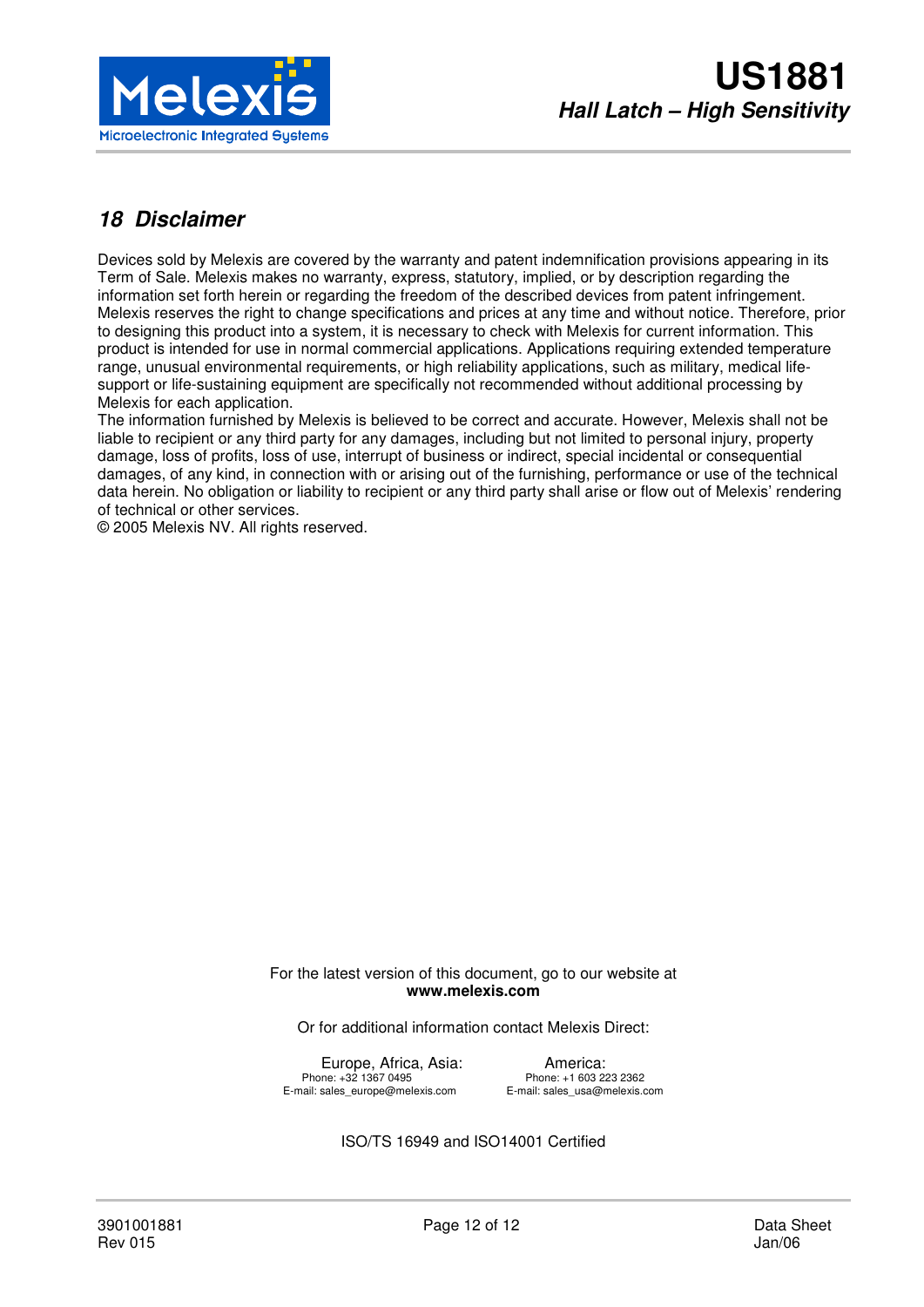## 18 Disclaimer

Devices sold by Melexis are covered by the warranty and patent indemnification provisions appearing in its Term of Sale. Melexis makes no warranty, express, statutory, implied, or by description regarding the information set forth herein or regarding the freedom of the described devices from patent infringement. Melexis reserves the right to change specifications and prices at any time and without notice. Therefore, prior to designing this product into a system, it is necessary to check with Melexis for current information. This product is intended for use in normal commercial applications. Applications requiring extended temperature range, unusual environmental requirements, or high reliability applications, such as military, medical life-support or life-sustaining equipment are specifically not recommended without additional processing by Melexis for each application.
The information furnished by Melexis is believed to be correct and accurate. However, Melexis shall not be liable to recipient or any third party for any damages, including but not limited to personal injury, property damage, loss of profits, loss of use, interrupt of business or indirect, special incidental or consequential damages, of any kind, in connection with or arising out of the furnishing, performance or use of the technical data herein. No obligation or liability to recipient or any third party shall arise or flow out of Melexis' rendering of technical or other services.
© 2005 Melexis NV. All rights reserved.

For the latest version of this document, go to our website at
**www.melexis.com**

Or for additional information contact Melexis Direct:

Europe, Africa, Asia:
Phone: +32 1367 0495
E-mail: sales_europe@melexis.com

America:
Phone: +1 603 223 2362
E-mail: sales_usa@melexis.com

ISO/TS 16949 and ISO14001 Certified